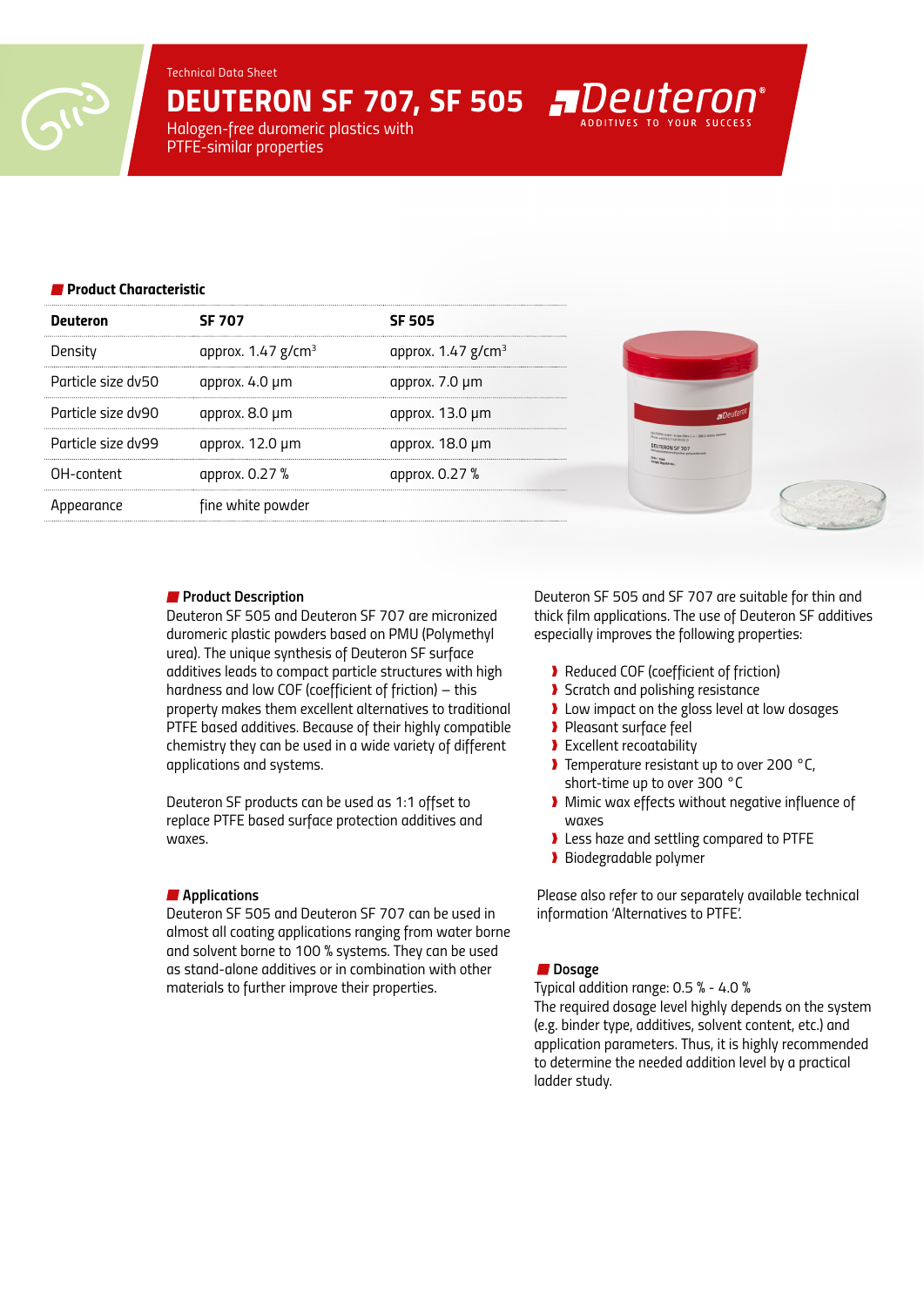Technical Data Sheet

# DEUTERON SF 707, SF 505

Halogen-free durometic plastics with PTFE-similar properties

## Product Characteristic

| Deuteron | SF 707 | SF 505 |
|---|---|---|
| Density | approx. 1.47 g/cm$^3$ | approx. 1.47 g/cm$^3$ |
| Particle size dv50 | approx. 4.0 µm | approx. 7.0 µm |
| Particle size dv90 | approx. 8.0 µm | approx. 13.0 µm |
| Particle size dv99 | approx. 12.0 µm | approx. 18.0 µm |
| OH-content | approx. 0.27 % | approx. 0.27 % |
| Appearance | fine white powder | |

## Product Description

Deuteron SF 505 and Deuteron SF 707 are micronized duromeric plastic powders based on PMU (Polymethyl urea). The unique synthesis of Deuteron SF surface additives leads to compact particle structures with high hardness and low COF (coefficient of friction) – this property makes them excellent alternatives to traditional PTFE based additives. Because of their highly compatible chemistry they can be used in a wide variety of different applications and systems.

Deuteron SF products can be used as 1:1 offset to replace PTFE based surface protection additives and waxes.

## Applications

Deuteron SF 505 and Deuteron SF 707 can be used in almost all coating applications ranging from water borne and solvent borne to 100 % systems. They can be used as stand-alone additives or in combination with other materials to further improve their properties.

Deuteron SF 505 and SF 707 are suitable for thin and thick film applications. The use of Deuteron SF additives especially improves the following properties:

- Reduced COF (coefficient of friction)
- Scratch and polishing resistance
- Low impact on the gloss level at low dosages
- Pleasant surface feel
- Excellent recoatability
- Temperature resistant up to over 200 °C, short-time up to over 300 °C
- Mimic wax effects without negative influence of waxes
- Less haze and settling compared to PTFE
- Biodegradable polymer

Please also refer to our separately available technical information 'Alternatives to PTFE'.

## Dosage

Typical addition range: 0.5 % - 4.0 %

The required dosage level highly depends on the system (e.g. binder type, additives, solvent content, etc.) and application parameters. Thus, it is highly recommended to determine the needed addition level by a practical ladder study.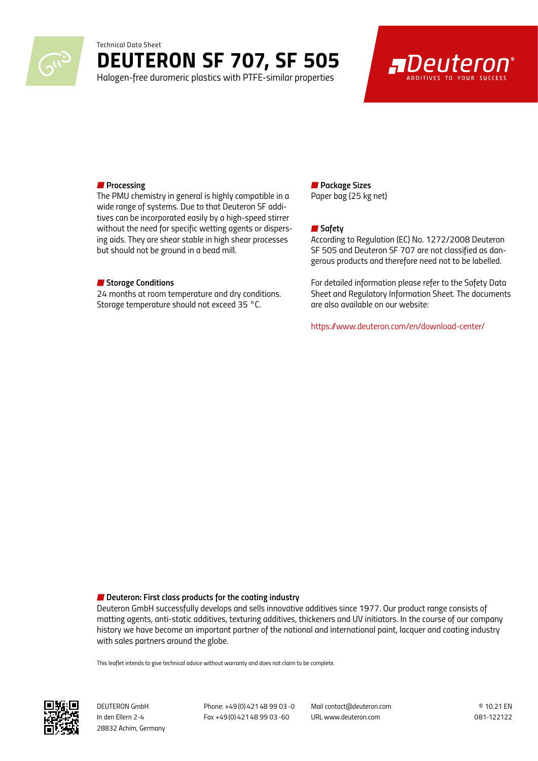Technical Data Sheet

# DEUTERON SF 707, SF 505

Halogen-free duromeric plastics with PTFE-similar properties

## Processing

The PMU chemistry in general is highly compatible in a wide range of systems. Due to that Deuteron SF additives can be incorporated easily by a high-speed stirrer without the need for specific wetting agents or dispersing aids. They are shear stable in high shear processes but should not be ground in a bead mill.

## Storage Conditions

24 months at room temperature and dry conditions. Storage temperature should not exceed 35 °C.

## Package Sizes

Paper bag (25 kg net)

## Safety

According to Regulation (EC) No. 1272/2008 Deuteron SF 505 and Deuteron SF 707 are not classified as dangerous products and therefore need not to be labelled.

For detailed information please refer to the Safety Data Sheet and Regulatory Information Sheet. The documents are also available on our website:

https://www.deuteron.com/en/download-center/

## Deuteron: First class products for the coating industry

Deuteron GmbH successfully develops and sells innovative additives since 1977. Our product range consists of matting agents, anti-static additives, texturing additives, thickeners and UV initiators. In the course of our company history we have become an important partner of the national and international paint, lacquer and coating industry with sales partners around the globe.

This leaflet intends to give technical advice without warranty and does not claim to be complete.

DEUTERON GmbH
In den Ellern 2-4
28832 Achim, Germany

Phone: +49 (0) 421 48 99 03 -0
Fax +49 (0) 421 48 99 03 -60

Mail contact@deuteron.com
URL www.deuteron.com

© 10.21 EN
081-122122